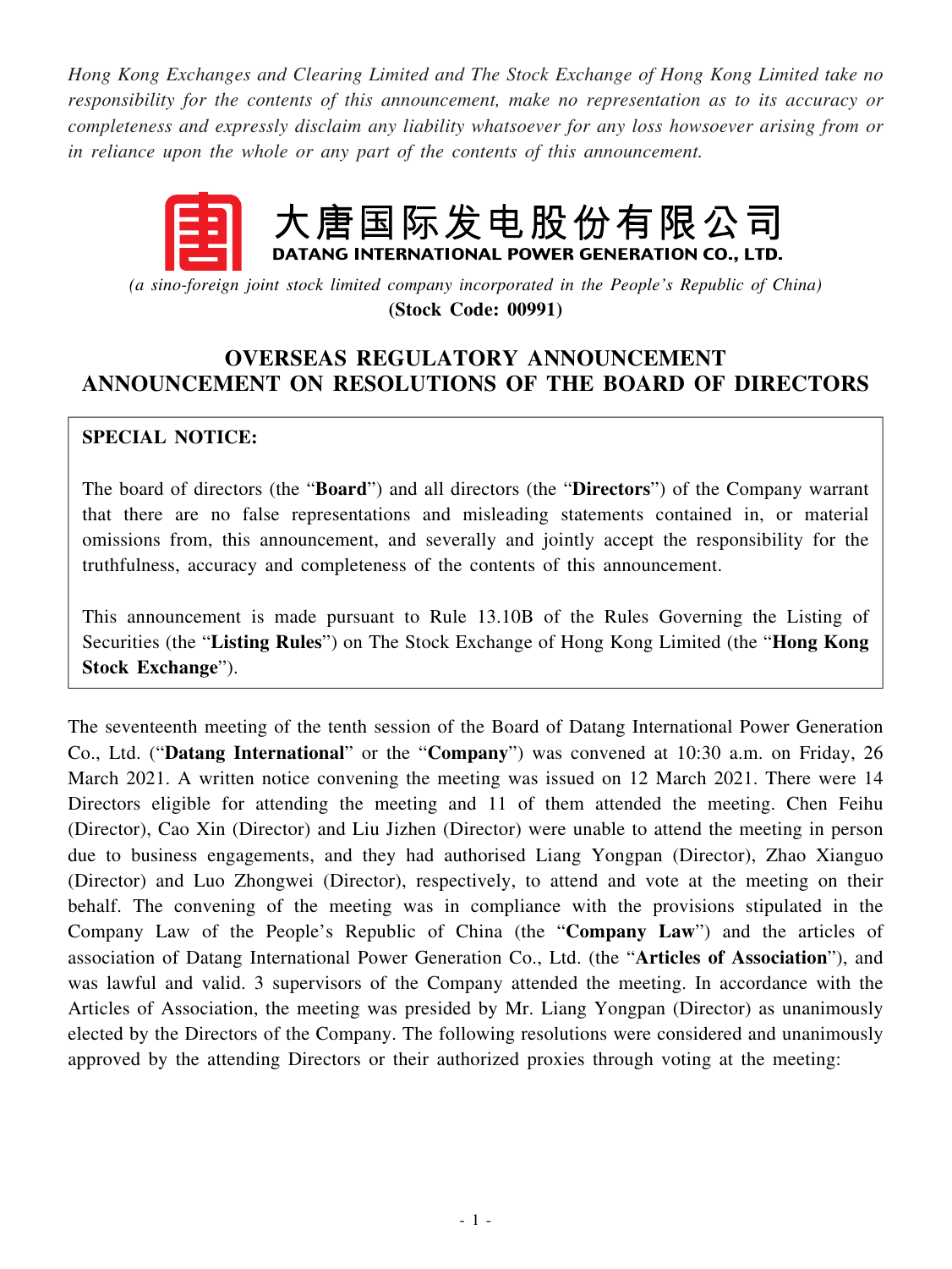*Hong Kong Exchanges and Clearing Limited and The Stock Exchange of Hong Kong Limited take no responsibility for the contents of this announcement, make no representation as to its accuracy or completeness and expressly disclaim any liability whatsoever for any loss howsoever arising from or in reliance upon the whole or any part of the contents of this announcement.*

# 大唐国际发电股份有限公司
## DATANG INTERNATIONAL POWER GENERATION CO., LTD.

*(a sino-foreign joint stock limited company incorporated in the People's Republic of China)*

**(Stock Code: 00991)**

# OVERSEAS REGULATORY ANNOUNCEMENT
# ANNOUNCEMENT ON RESOLUTIONS OF THE BOARD OF DIRECTORS

**SPECIAL NOTICE:**

The board of directors (the "**Board**") and all directors (the "**Directors**") of the Company warrant that there are no false representations and misleading statements contained in, or material omissions from, this announcement, and severally and jointly accept the responsibility for the truthfulness, accuracy and completeness of the contents of this announcement.

This announcement is made pursuant to Rule 13.10B of the Rules Governing the Listing of Securities (the "**Listing Rules**") on The Stock Exchange of Hong Kong Limited (the "**Hong Kong Stock Exchange**").

The seventeenth meeting of the tenth session of the Board of Datang International Power Generation Co., Ltd. ("**Datang International**" or the "**Company**") was convened at 10:30 a.m. on Friday, 26 March 2021. A written notice convening the meeting was issued on 12 March 2021. There were 14 Directors eligible for attending the meeting and 11 of them attended the meeting. Chen Feihu (Director), Cao Xin (Director) and Liu Jizhen (Director) were unable to attend the meeting in person due to business engagements, and they had authorised Liang Yongpan (Director), Zhao Xianguo (Director) and Luo Zhongwei (Director), respectively, to attend and vote at the meeting on their behalf. The convening of the meeting was in compliance with the provisions stipulated in the Company Law of the People's Republic of China (the "**Company Law**") and the articles of association of Datang International Power Generation Co., Ltd. (the "**Articles of Association**"), and was lawful and valid. 3 supervisors of the Company attended the meeting. In accordance with the Articles of Association, the meeting was presided by Mr. Liang Yongpan (Director) as unanimously elected by the Directors of the Company. The following resolutions were considered and unanimously approved by the attending Directors or their authorized proxies through voting at the meeting: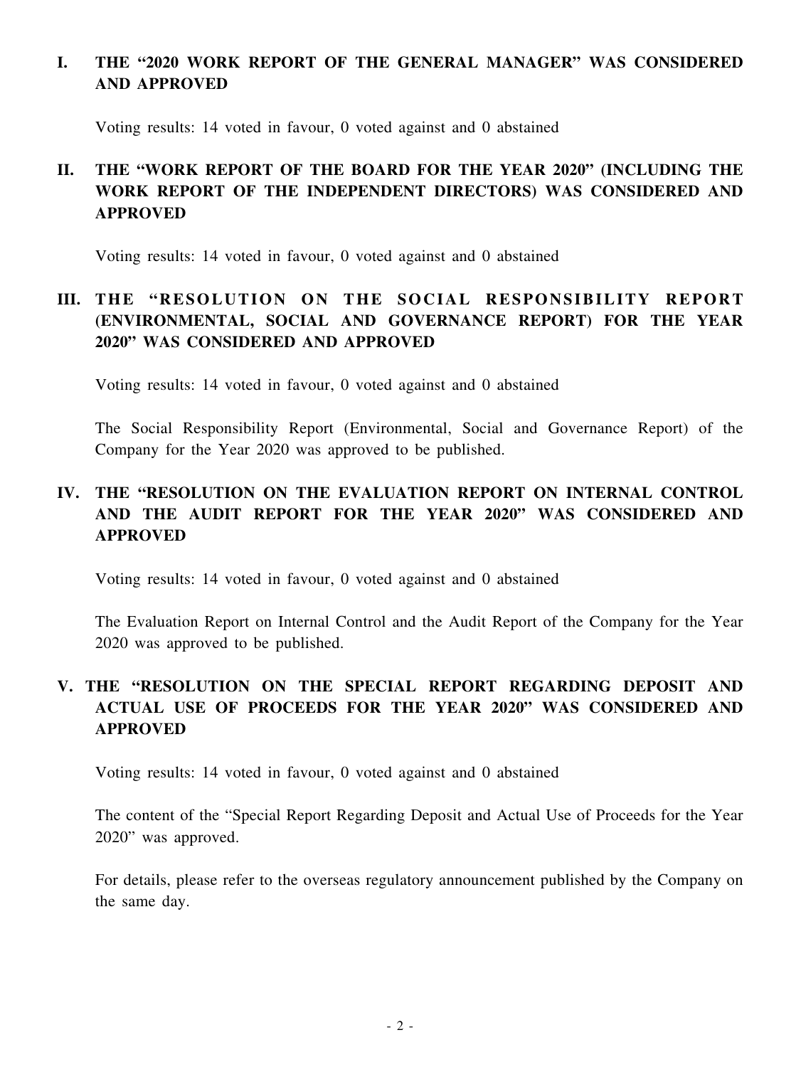## I. THE "2020 WORK REPORT OF THE GENERAL MANAGER" WAS CONSIDERED AND APPROVED

Voting results: 14 voted in favour, 0 voted against and 0 abstained

## II. THE "WORK REPORT OF THE BOARD FOR THE YEAR 2020" (INCLUDING THE WORK REPORT OF THE INDEPENDENT DIRECTORS) WAS CONSIDERED AND APPROVED

Voting results: 14 voted in favour, 0 voted against and 0 abstained

## III. THE "RESOLUTION ON THE SOCIAL RESPONSIBILITY REPORT (ENVIRONMENTAL, SOCIAL AND GOVERNANCE REPORT) FOR THE YEAR 2020" WAS CONSIDERED AND APPROVED

Voting results: 14 voted in favour, 0 voted against and 0 abstained

The Social Responsibility Report (Environmental, Social and Governance Report) of the Company for the Year 2020 was approved to be published.

## IV. THE "RESOLUTION ON THE EVALUATION REPORT ON INTERNAL CONTROL AND THE AUDIT REPORT FOR THE YEAR 2020" WAS CONSIDERED AND APPROVED

Voting results: 14 voted in favour, 0 voted against and 0 abstained

The Evaluation Report on Internal Control and the Audit Report of the Company for the Year 2020 was approved to be published.

## V. THE "RESOLUTION ON THE SPECIAL REPORT REGARDING DEPOSIT AND ACTUAL USE OF PROCEEDS FOR THE YEAR 2020" WAS CONSIDERED AND APPROVED

Voting results: 14 voted in favour, 0 voted against and 0 abstained

The content of the "Special Report Regarding Deposit and Actual Use of Proceeds for the Year 2020" was approved.

For details, please refer to the overseas regulatory announcement published by the Company on the same day.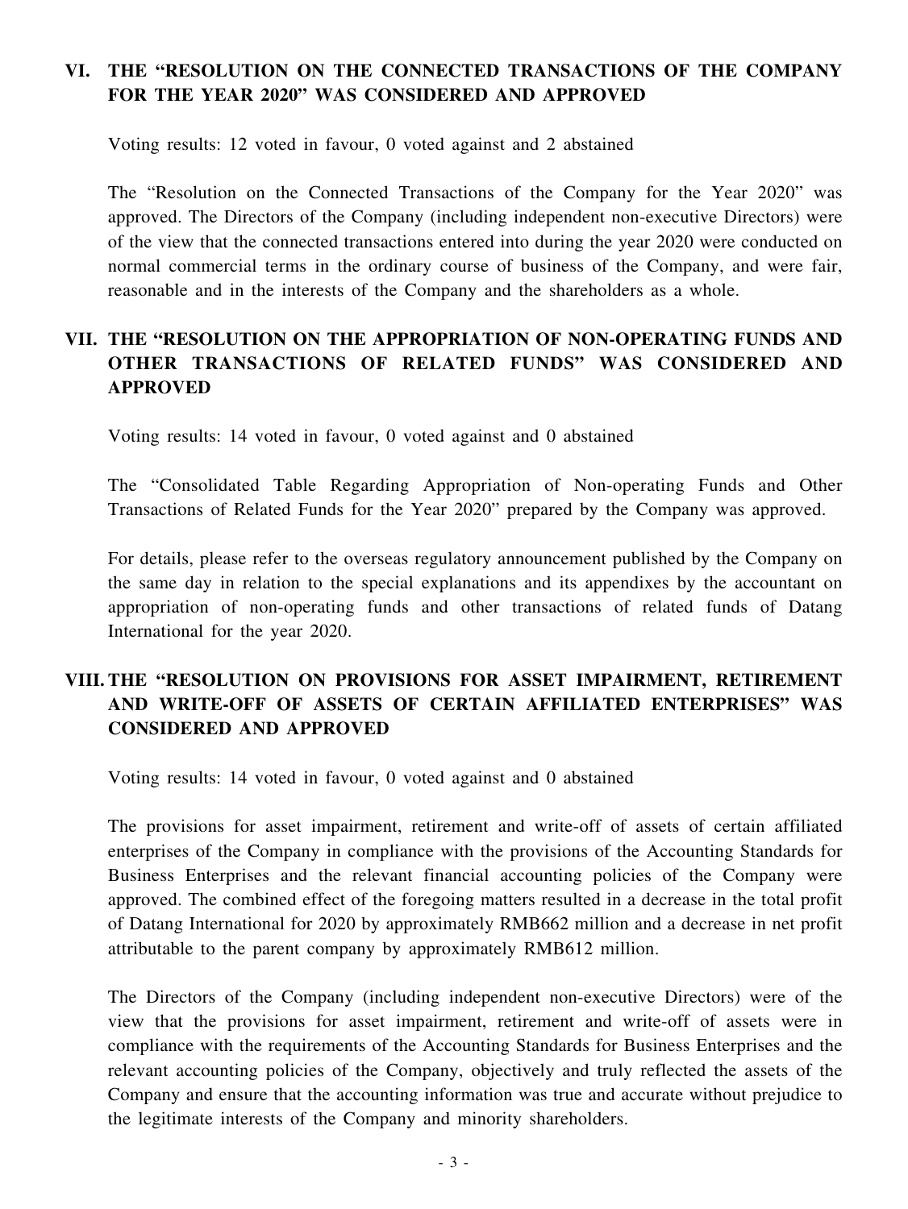## VI. THE "RESOLUTION ON THE CONNECTED TRANSACTIONS OF THE COMPANY FOR THE YEAR 2020" WAS CONSIDERED AND APPROVED

Voting results: 12 voted in favour, 0 voted against and 2 abstained

The "Resolution on the Connected Transactions of the Company for the Year 2020" was approved. The Directors of the Company (including independent non-executive Directors) were of the view that the connected transactions entered into during the year 2020 were conducted on normal commercial terms in the ordinary course of business of the Company, and were fair, reasonable and in the interests of the Company and the shareholders as a whole.

## VII. THE "RESOLUTION ON THE APPROPRIATION OF NON-OPERATING FUNDS AND OTHER TRANSACTIONS OF RELATED FUNDS" WAS CONSIDERED AND APPROVED

Voting results: 14 voted in favour, 0 voted against and 0 abstained

The "Consolidated Table Regarding Appropriation of Non-operating Funds and Other Transactions of Related Funds for the Year 2020" prepared by the Company was approved.

For details, please refer to the overseas regulatory announcement published by the Company on the same day in relation to the special explanations and its appendixes by the accountant on appropriation of non-operating funds and other transactions of related funds of Datang International for the year 2020.

## VIII. THE "RESOLUTION ON PROVISIONS FOR ASSET IMPAIRMENT, RETIREMENT AND WRITE-OFF OF ASSETS OF CERTAIN AFFILIATED ENTERPRISES" WAS CONSIDERED AND APPROVED

Voting results: 14 voted in favour, 0 voted against and 0 abstained

The provisions for asset impairment, retirement and write-off of assets of certain affiliated enterprises of the Company in compliance with the provisions of the Accounting Standards for Business Enterprises and the relevant financial accounting policies of the Company were approved. The combined effect of the foregoing matters resulted in a decrease in the total profit of Datang International for 2020 by approximately RMB662 million and a decrease in net profit attributable to the parent company by approximately RMB612 million.

The Directors of the Company (including independent non-executive Directors) were of the view that the provisions for asset impairment, retirement and write-off of assets were in compliance with the requirements of the Accounting Standards for Business Enterprises and the relevant accounting policies of the Company, objectively and truly reflected the assets of the Company and ensure that the accounting information was true and accurate without prejudice to the legitimate interests of the Company and minority shareholders.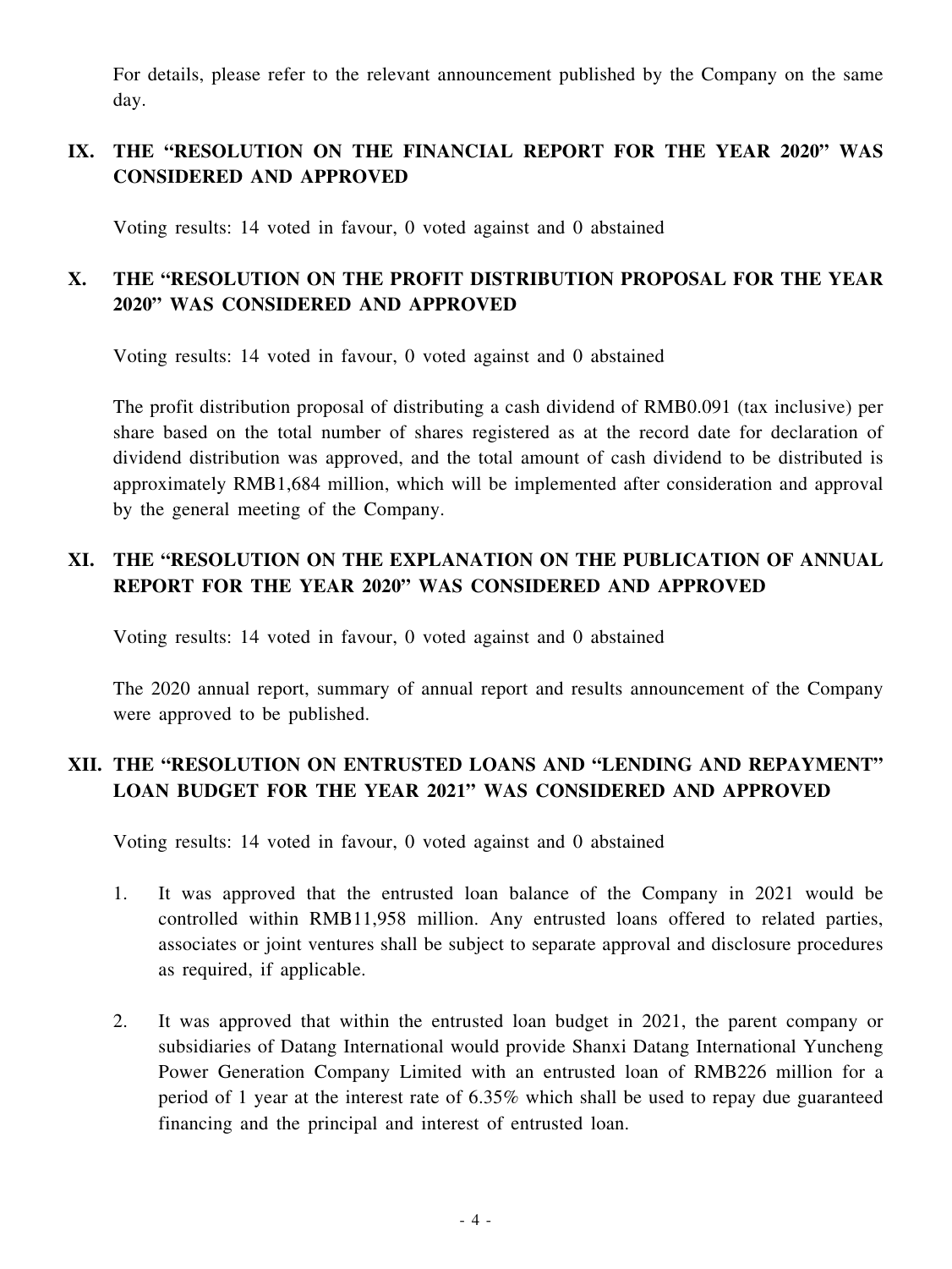For details, please refer to the relevant announcement published by the Company on the same day.

## IX. THE "RESOLUTION ON THE FINANCIAL REPORT FOR THE YEAR 2020" WAS CONSIDERED AND APPROVED

Voting results: 14 voted in favour, 0 voted against and 0 abstained

## X. THE "RESOLUTION ON THE PROFIT DISTRIBUTION PROPOSAL FOR THE YEAR 2020" WAS CONSIDERED AND APPROVED

Voting results: 14 voted in favour, 0 voted against and 0 abstained

The profit distribution proposal of distributing a cash dividend of RMB0.091 (tax inclusive) per share based on the total number of shares registered as at the record date for declaration of dividend distribution was approved, and the total amount of cash dividend to be distributed is approximately RMB1,684 million, which will be implemented after consideration and approval by the general meeting of the Company.

## XI. THE "RESOLUTION ON THE EXPLANATION ON THE PUBLICATION OF ANNUAL REPORT FOR THE YEAR 2020" WAS CONSIDERED AND APPROVED

Voting results: 14 voted in favour, 0 voted against and 0 abstained

The 2020 annual report, summary of annual report and results announcement of the Company were approved to be published.

## XII. THE "RESOLUTION ON ENTRUSTED LOANS AND "LENDING AND REPAYMENT" LOAN BUDGET FOR THE YEAR 2021" WAS CONSIDERED AND APPROVED

Voting results: 14 voted in favour, 0 voted against and 0 abstained

1. It was approved that the entrusted loan balance of the Company in 2021 would be controlled within RMB11,958 million. Any entrusted loans offered to related parties, associates or joint ventures shall be subject to separate approval and disclosure procedures as required, if applicable.

2. It was approved that within the entrusted loan budget in 2021, the parent company or subsidiaries of Datang International would provide Shanxi Datang International Yuncheng Power Generation Company Limited with an entrusted loan of RMB226 million for a period of 1 year at the interest rate of 6.35% which shall be used to repay due guaranteed financing and the principal and interest of entrusted loan.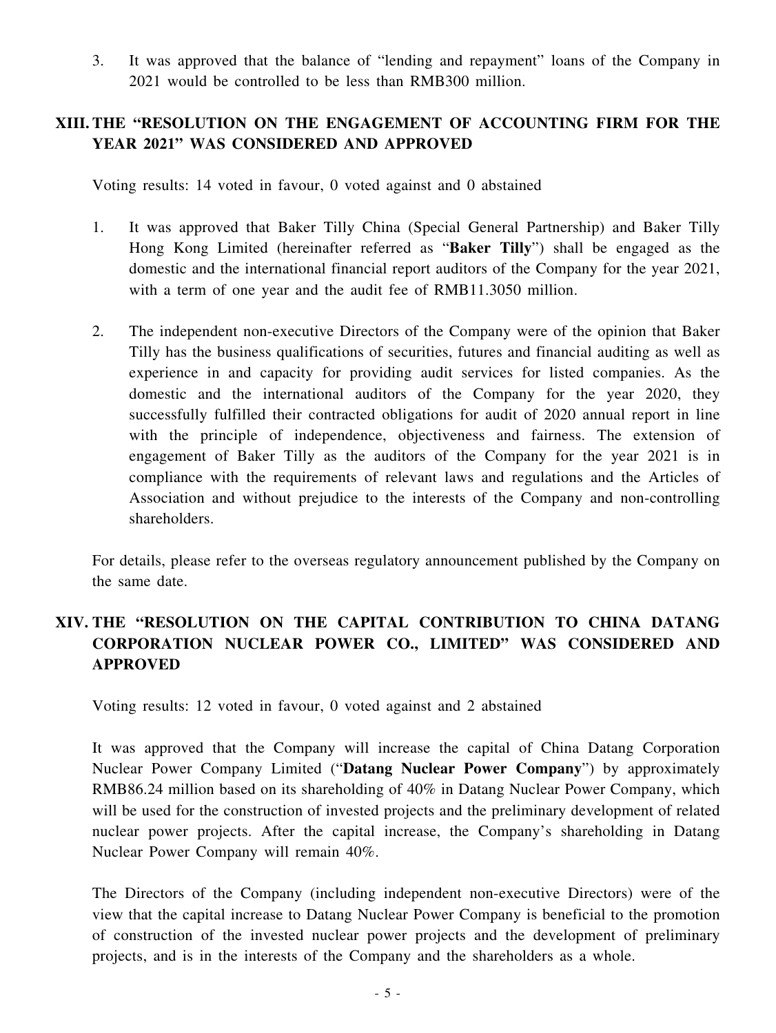3. It was approved that the balance of "lending and repayment" loans of the Company in 2021 would be controlled to be less than RMB300 million.

## XIII. THE "RESOLUTION ON THE ENGAGEMENT OF ACCOUNTING FIRM FOR THE YEAR 2021" WAS CONSIDERED AND APPROVED

Voting results: 14 voted in favour, 0 voted against and 0 abstained

1. It was approved that Baker Tilly China (Special General Partnership) and Baker Tilly Hong Kong Limited (hereinafter referred as "**Baker Tilly**") shall be engaged as the domestic and the international financial report auditors of the Company for the year 2021, with a term of one year and the audit fee of RMB11.3050 million.

2. The independent non-executive Directors of the Company were of the opinion that Baker Tilly has the business qualifications of securities, futures and financial auditing as well as experience in and capacity for providing audit services for listed companies. As the domestic and the international auditors of the Company for the year 2020, they successfully fulfilled their contracted obligations for audit of 2020 annual report in line with the principle of independence, objectiveness and fairness. The extension of engagement of Baker Tilly as the auditors of the Company for the year 2021 is in compliance with the requirements of relevant laws and regulations and the Articles of Association and without prejudice to the interests of the Company and non-controlling shareholders.

For details, please refer to the overseas regulatory announcement published by the Company on the same date.

## XIV. THE "RESOLUTION ON THE CAPITAL CONTRIBUTION TO CHINA DATANG CORPORATION NUCLEAR POWER CO., LIMITED" WAS CONSIDERED AND APPROVED

Voting results: 12 voted in favour, 0 voted against and 2 abstained

It was approved that the Company will increase the capital of China Datang Corporation Nuclear Power Company Limited ("**Datang Nuclear Power Company**") by approximately RMB86.24 million based on its shareholding of 40% in Datang Nuclear Power Company, which will be used for the construction of invested projects and the preliminary development of related nuclear power projects. After the capital increase, the Company's shareholding in Datang Nuclear Power Company will remain 40%.

The Directors of the Company (including independent non-executive Directors) were of the view that the capital increase to Datang Nuclear Power Company is beneficial to the promotion of construction of the invested nuclear power projects and the development of preliminary projects, and is in the interests of the Company and the shareholders as a whole.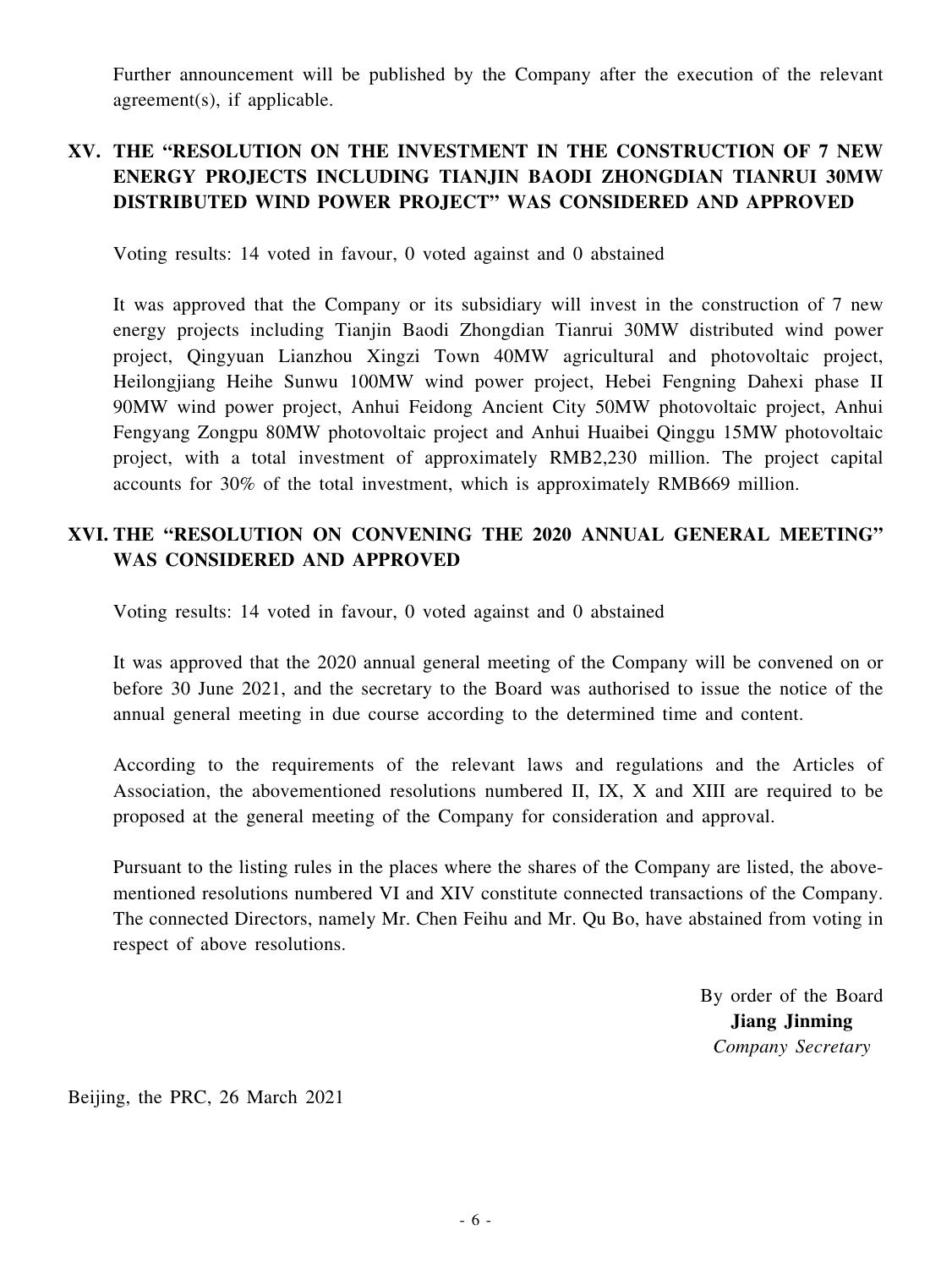Further announcement will be published by the Company after the execution of the relevant agreement(s), if applicable.

## XV. THE "RESOLUTION ON THE INVESTMENT IN THE CONSTRUCTION OF 7 NEW ENERGY PROJECTS INCLUDING TIANJIN BAODI ZHONGDIAN TIANRUI 30MW DISTRIBUTED WIND POWER PROJECT" WAS CONSIDERED AND APPROVED

Voting results: 14 voted in favour, 0 voted against and 0 abstained

It was approved that the Company or its subsidiary will invest in the construction of 7 new energy projects including Tianjin Baodi Zhongdian Tianrui 30MW distributed wind power project, Qingyuan Lianzhou Xingzi Town 40MW agricultural and photovoltaic project, Heilongjiang Heihe Sunwu 100MW wind power project, Hebei Fengning Dahexi phase II 90MW wind power project, Anhui Feidong Ancient City 50MW photovoltaic project, Anhui Fengyang Zongpu 80MW photovoltaic project and Anhui Huaibei Qinggu 15MW photovoltaic project, with a total investment of approximately RMB2,230 million. The project capital accounts for 30% of the total investment, which is approximately RMB669 million.

## XVI. THE "RESOLUTION ON CONVENING THE 2020 ANNUAL GENERAL MEETING" WAS CONSIDERED AND APPROVED

Voting results: 14 voted in favour, 0 voted against and 0 abstained

It was approved that the 2020 annual general meeting of the Company will be convened on or before 30 June 2021, and the secretary to the Board was authorised to issue the notice of the annual general meeting in due course according to the determined time and content.

According to the requirements of the relevant laws and regulations and the Articles of Association, the abovementioned resolutions numbered II, IX, X and XIII are required to be proposed at the general meeting of the Company for consideration and approval.

Pursuant to the listing rules in the places where the shares of the Company are listed, the above-mentioned resolutions numbered VI and XIV constitute connected transactions of the Company. The connected Directors, namely Mr. Chen Feihu and Mr. Qu Bo, have abstained from voting in respect of above resolutions.

By order of the Board
**Jiang Jinming**
*Company Secretary*

Beijing, the PRC, 26 March 2021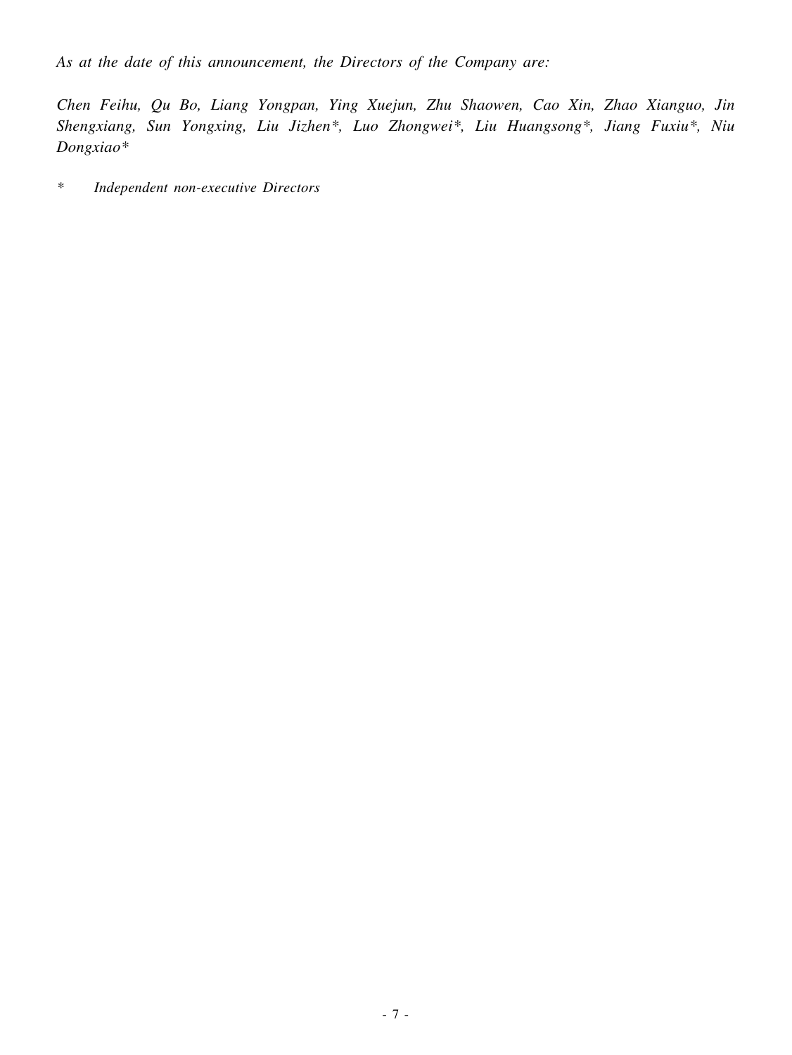*As at the date of this announcement, the Directors of the Company are:*

*Chen Feihu, Qu Bo, Liang Yongpan, Ying Xuejun, Zhu Shaowen, Cao Xin, Zhao Xianguo, Jin Shengxiang, Sun Yongxing, Liu Jizhen*, Luo Zhongwei*, Liu Huangsong*, Jiang Fuxiu*, Niu Dongxiao**

\* *Independent non-executive Directors*